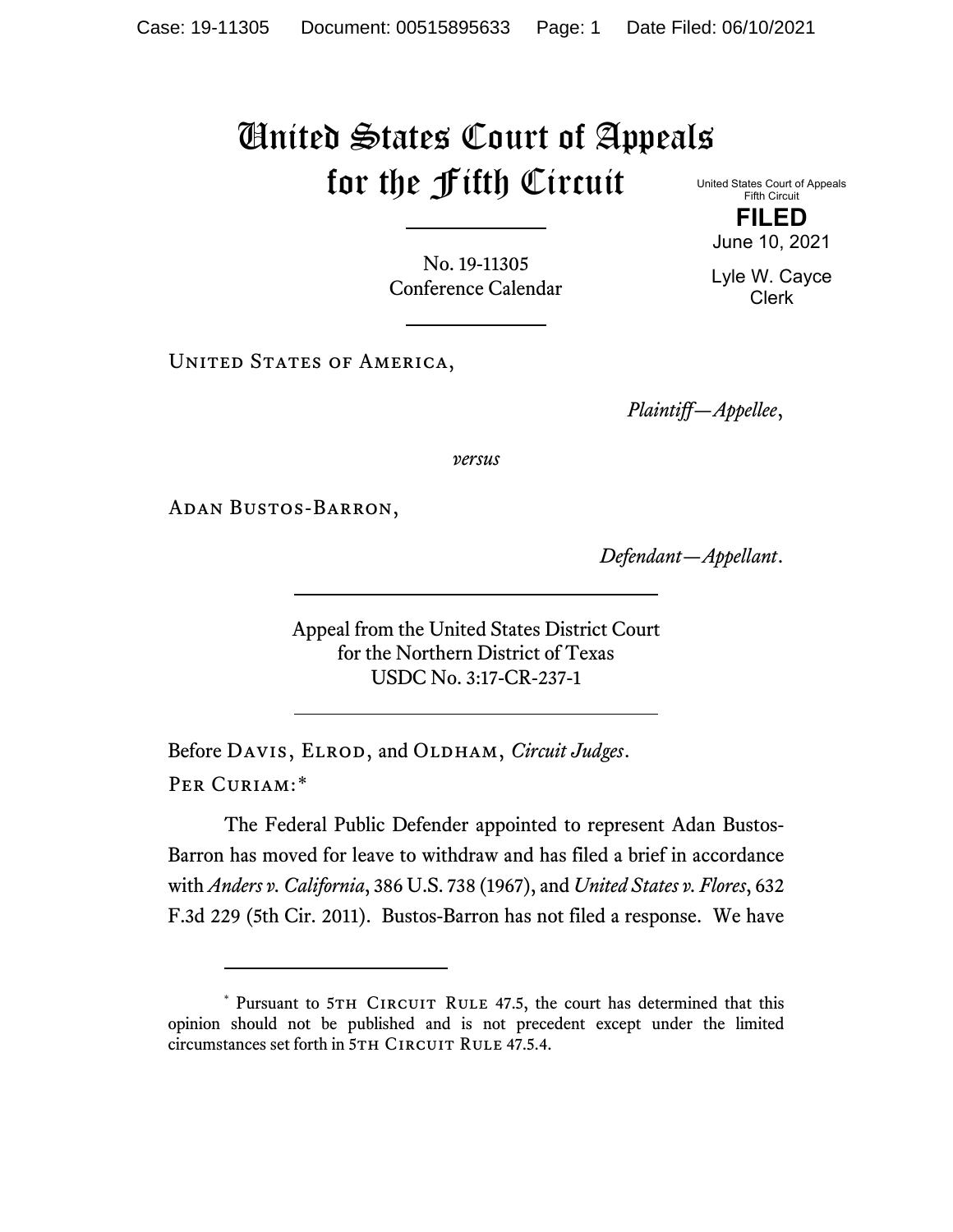# United States Court of Appeals for the Fifth Circuit

United States Court of Appeals
Fifth Circuit

**FILED**

June 10, 2021

Lyle W. Cayce
Clerk

No. 19-11305
Conference Calendar

United States of America,

*Plaintiff—Appellee*,

*versus*

Adan Bustos-Barron,

*Defendant—Appellant*.

Appeal from the United States District Court
for the Northern District of Texas
USDC No. 3:17-CR-237-1

Before Davis, Elrod, and Oldham, *Circuit Judges*.

Per Curiam:*

The Federal Public Defender appointed to represent Adan Bustos-Barron has moved for leave to withdraw and has filed a brief in accordance with *Anders v. California*, 386 U.S. 738 (1967), and *United States v. Flores*, 632 F.3d 229 (5th Cir. 2011). Bustos-Barron has not filed a response. We have

---

* Pursuant to 5th Circuit Rule 47.5, the court has determined that this opinion should not be published and is not precedent except under the limited circumstances set forth in 5th Circuit Rule 47.5.4.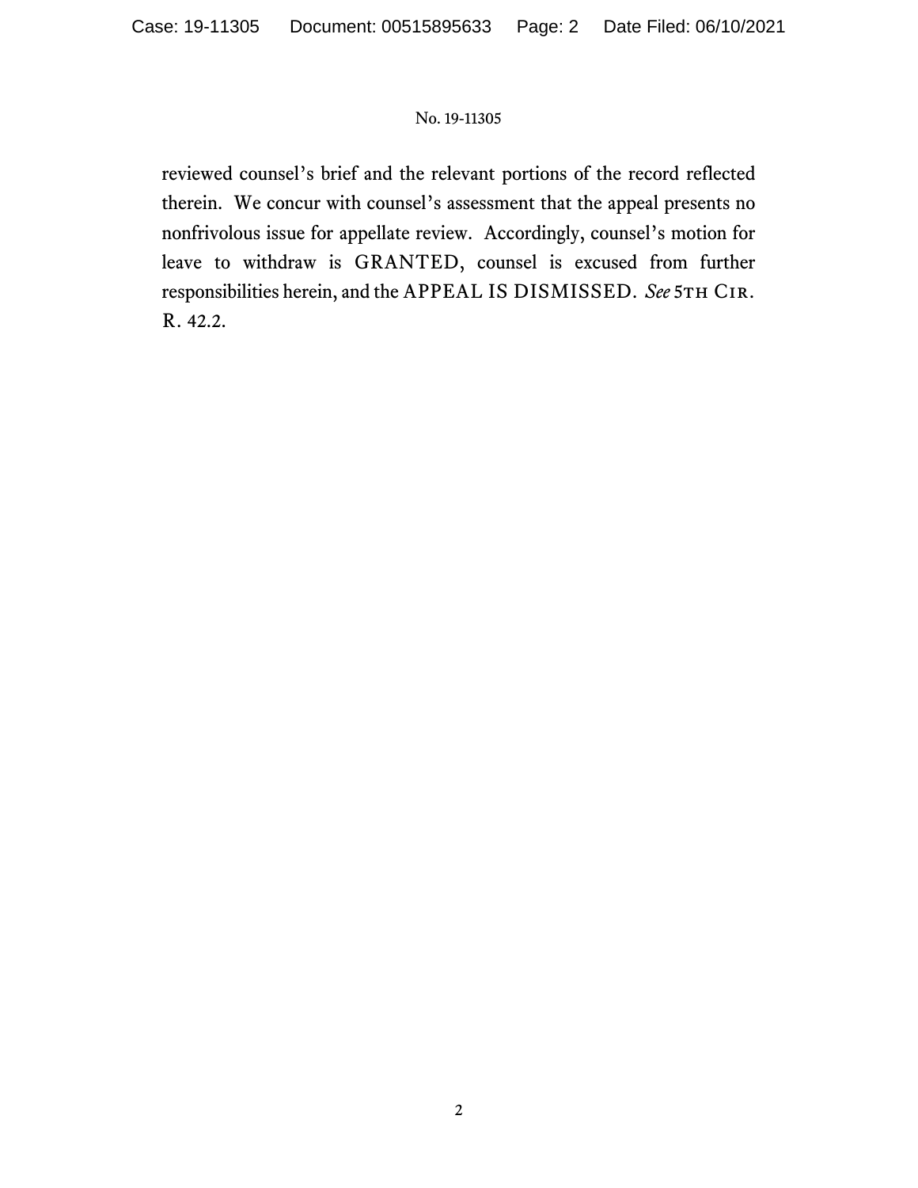reviewed counsel's brief and the relevant portions of the record reflected therein. We concur with counsel's assessment that the appeal presents no nonfrivolous issue for appellate review. Accordingly, counsel's motion for leave to withdraw is GRANTED, counsel is excused from further responsibilities herein, and the APPEAL IS DISMISSED. *See* 5TH CIR. R. 42.2.